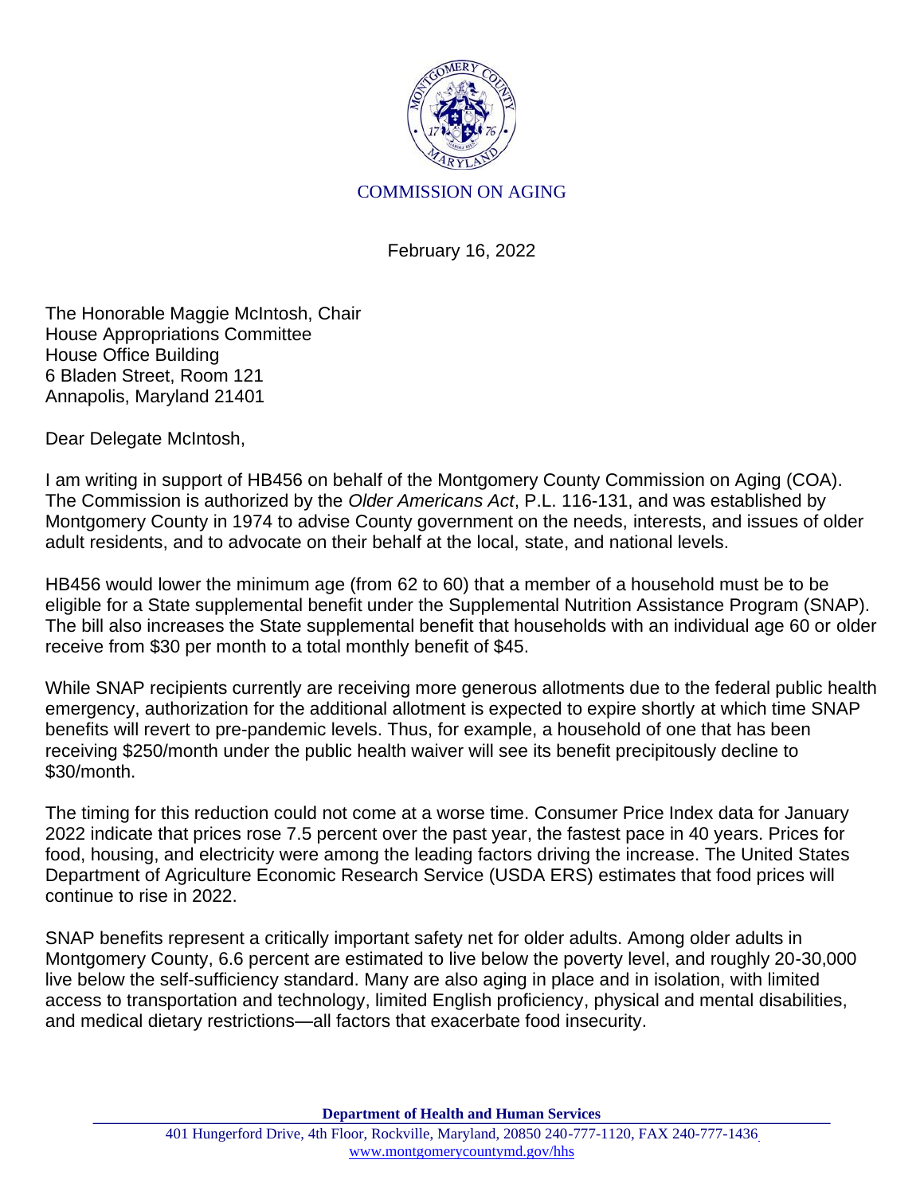COMMISSION ON AGING

February 16, 2022

The Honorable Maggie McIntosh, Chair
House Appropriations Committee
House Office Building
6 Bladen Street, Room 121
Annapolis, Maryland 21401

Dear Delegate McIntosh,

I am writing in support of HB456 on behalf of the Montgomery County Commission on Aging (COA). The Commission is authorized by the *Older Americans Act*, P.L. 116-131, and was established by Montgomery County in 1974 to advise County government on the needs, interests, and issues of older adult residents, and to advocate on their behalf at the local, state, and national levels.

HB456 would lower the minimum age (from 62 to 60) that a member of a household must be to be eligible for a State supplemental benefit under the Supplemental Nutrition Assistance Program (SNAP). The bill also increases the State supplemental benefit that households with an individual age 60 or older receive from $30 per month to a total monthly benefit of $45.

While SNAP recipients currently are receiving more generous allotments due to the federal public health emergency, authorization for the additional allotment is expected to expire shortly at which time SNAP benefits will revert to pre-pandemic levels. Thus, for example, a household of one that has been receiving $250/month under the public health waiver will see its benefit precipitously decline to $30/month.

The timing for this reduction could not come at a worse time. Consumer Price Index data for January 2022 indicate that prices rose 7.5 percent over the past year, the fastest pace in 40 years. Prices for food, housing, and electricity were among the leading factors driving the increase. The United States Department of Agriculture Economic Research Service (USDA ERS) estimates that food prices will continue to rise in 2022.

SNAP benefits represent a critically important safety net for older adults. Among older adults in Montgomery County, 6.6 percent are estimated to live below the poverty level, and roughly 20-30,000 live below the self-sufficiency standard. Many are also aging in place and in isolation, with limited access to transportation and technology, limited English proficiency, physical and mental disabilities, and medical dietary restrictions—all factors that exacerbate food insecurity.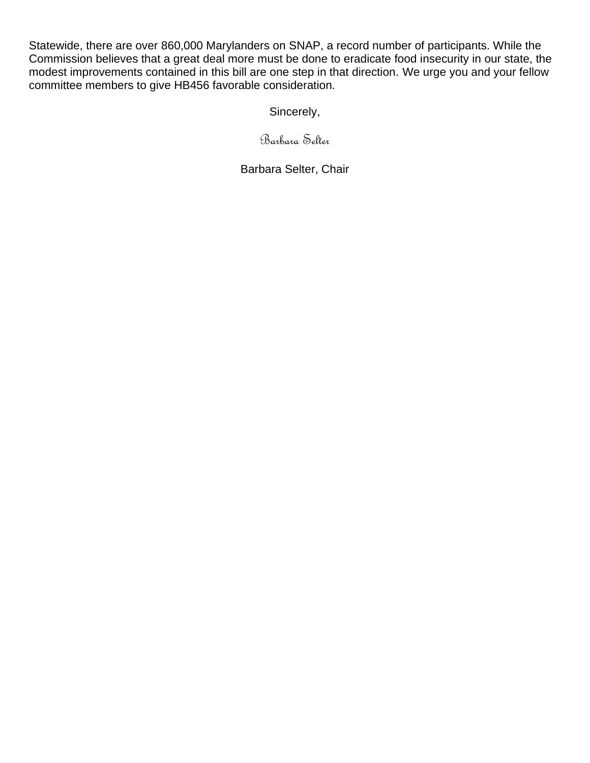Statewide, there are over 860,000 Marylanders on SNAP, a record number of participants. While the Commission believes that a great deal more must be done to eradicate food insecurity in our state, the modest improvements contained in this bill are one step in that direction. We urge you and your fellow committee members to give HB456 favorable consideration.

Sincerely,

*Barbara Selter*

Barbara Selter, Chair